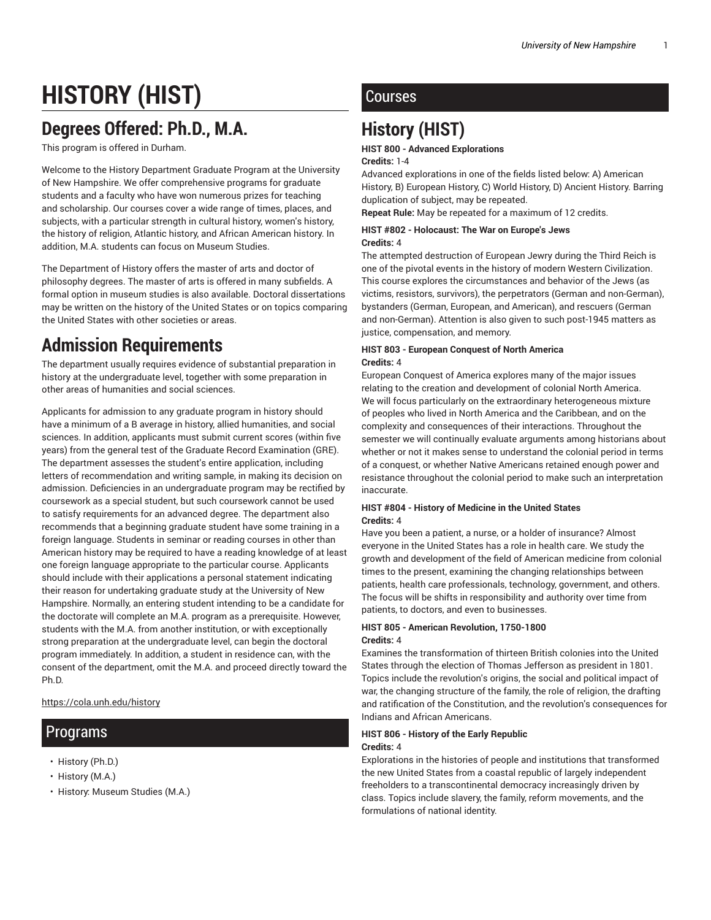# HISTORY (HIST)

## Degrees Offered: Ph.D., M.A.

This program is offered in Durham.

Welcome to the History Department Graduate Program at the University of New Hampshire. We offer comprehensive programs for graduate students and a faculty who have won numerous prizes for teaching and scholarship. Our courses cover a wide range of times, places, and subjects, with a particular strength in cultural history, women's history, the history of religion, Atlantic history, and African American history. In addition, M.A. students can focus on Museum Studies.

The Department of History offers the master of arts and doctor of philosophy degrees. The master of arts is offered in many subfields. A formal option in museum studies is also available. Doctoral dissertations may be written on the history of the United States or on topics comparing the United States with other societies or areas.

# Admission Requirements

The department usually requires evidence of substantial preparation in history at the undergraduate level, together with some preparation in other areas of humanities and social sciences.

Applicants for admission to any graduate program in history should have a minimum of a B average in history, allied humanities, and social sciences. In addition, applicants must submit current scores (within five years) from the general test of the Graduate Record Examination (GRE). The department assesses the student's entire application, including letters of recommendation and writing sample, in making its decision on admission. Deficiencies in an undergraduate program may be rectified by coursework as a special student, but such coursework cannot be used to satisfy requirements for an advanced degree. The department also recommends that a beginning graduate student have some training in a foreign language. Students in seminar or reading courses in other than American history may be required to have a reading knowledge of at least one foreign language appropriate to the particular course. Applicants should include with their applications a personal statement indicating their reason for undertaking graduate study at the University of New Hampshire. Normally, an entering student intending to be a candidate for the doctorate will complete an M.A. program as a prerequisite. However, students with the M.A. from another institution, or with exceptionally strong preparation at the undergraduate level, can begin the doctoral program immediately. In addition, a student in residence can, with the consent of the department, omit the M.A. and proceed directly toward the Ph.D.

https://cola.unh.edu/history

## Programs

- History (Ph.D.)
- History (M.A.)
- History: Museum Studies (M.A.)

## Courses

# History (HIST)

**HIST 800 - Advanced Explorations**
**Credits:** 1-4
Advanced explorations in one of the fields listed below: A) American History, B) European History, C) World History, D) Ancient History. Barring duplication of subject, may be repeated.
**Repeat Rule:** May be repeated for a maximum of 12 credits.

**HIST #802 - Holocaust: The War on Europe's Jews**
**Credits:** 4
The attempted destruction of European Jewry during the Third Reich is one of the pivotal events in the history of modern Western Civilization. This course explores the circumstances and behavior of the Jews (as victims, resistors, survivors), the perpetrators (German and non-German), bystanders (German, European, and American), and rescuers (German and non-German). Attention is also given to such post-1945 matters as justice, compensation, and memory.

**HIST 803 - European Conquest of North America**
**Credits:** 4
European Conquest of America explores many of the major issues relating to the creation and development of colonial North America. We will focus particularly on the extraordinary heterogeneous mixture of peoples who lived in North America and the Caribbean, and on the complexity and consequences of their interactions. Throughout the semester we will continually evaluate arguments among historians about whether or not it makes sense to understand the colonial period in terms of a conquest, or whether Native Americans retained enough power and resistance throughout the colonial period to make such an interpretation inaccurate.

**HIST #804 - History of Medicine in the United States**
**Credits:** 4
Have you been a patient, a nurse, or a holder of insurance? Almost everyone in the United States has a role in health care. We study the growth and development of the field of American medicine from colonial times to the present, examining the changing relationships between patients, health care professionals, technology, government, and others. The focus will be shifts in responsibility and authority over time from patients, to doctors, and even to businesses.

**HIST 805 - American Revolution, 1750-1800**
**Credits:** 4
Examines the transformation of thirteen British colonies into the United States through the election of Thomas Jefferson as president in 1801. Topics include the revolution's origins, the social and political impact of war, the changing structure of the family, the role of religion, the drafting and ratification of the Constitution, and the revolution's consequences for Indians and African Americans.

**HIST 806 - History of the Early Republic**
**Credits:** 4
Explorations in the histories of people and institutions that transformed the new United States from a coastal republic of largely independent freeholders to a transcontinental democracy increasingly driven by class. Topics include slavery, the family, reform movements, and the formulations of national identity.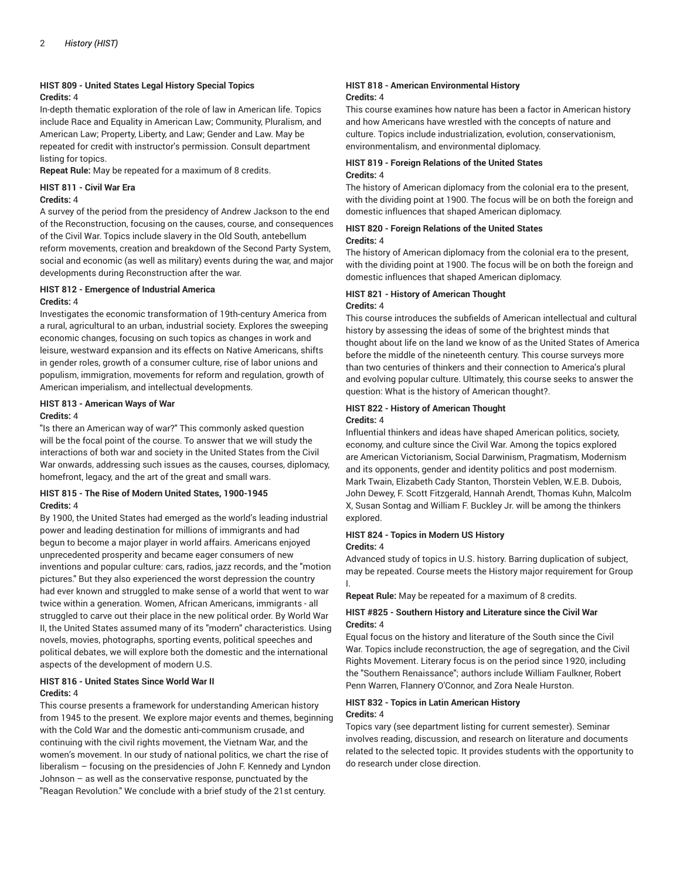### HIST 809 - United States Legal History Special Topics

**Credits:** 4

In-depth thematic exploration of the role of law in American life. Topics include Race and Equality in American Law; Community, Pluralism, and American Law; Property, Liberty, and Law; Gender and Law. May be repeated for credit with instructor's permission. Consult department listing for topics.

**Repeat Rule:** May be repeated for a maximum of 8 credits.

### HIST 811 - Civil War Era

**Credits:** 4

A survey of the period from the presidency of Andrew Jackson to the end of the Reconstruction, focusing on the causes, course, and consequences of the Civil War. Topics include slavery in the Old South, antebellum reform movements, creation and breakdown of the Second Party System, social and economic (as well as military) events during the war, and major developments during Reconstruction after the war.

### HIST 812 - Emergence of Industrial America

**Credits:** 4

Investigates the economic transformation of 19th-century America from a rural, agricultural to an urban, industrial society. Explores the sweeping economic changes, focusing on such topics as changes in work and leisure, westward expansion and its effects on Native Americans, shifts in gender roles, growth of a consumer culture, rise of labor unions and populism, immigration, movements for reform and regulation, growth of American imperialism, and intellectual developments.

### HIST 813 - American Ways of War

**Credits:** 4

"Is there an American way of war?" This commonly asked question will be the focal point of the course. To answer that we will study the interactions of both war and society in the United States from the Civil War onwards, addressing such issues as the causes, courses, diplomacy, homefront, legacy, and the art of the great and small wars.

### HIST 815 - The Rise of Modern United States, 1900-1945

**Credits:** 4

By 1900, the United States had emerged as the world's leading industrial power and leading destination for millions of immigrants and had begun to become a major player in world affairs. Americans enjoyed unprecedented prosperity and became eager consumers of new inventions and popular culture: cars, radios, jazz records, and the "motion pictures." But they also experienced the worst depression the country had ever known and struggled to make sense of a world that went to war twice within a generation. Women, African Americans, immigrants - all struggled to carve out their place in the new political order. By World War II, the United States assumed many of its "modern" characteristics. Using novels, movies, photographs, sporting events, political speeches and political debates, we will explore both the domestic and the international aspects of the development of modern U.S.

### HIST 816 - United States Since World War II

**Credits:** 4

This course presents a framework for understanding American history from 1945 to the present. We explore major events and themes, beginning with the Cold War and the domestic anti-communism crusade, and continuing with the civil rights movement, the Vietnam War, and the women's movement. In our study of national politics, we chart the rise of liberalism – focusing on the presidencies of John F. Kennedy and Lyndon Johnson – as well as the conservative response, punctuated by the "Reagan Revolution." We conclude with a brief study of the 21st century.

### HIST 818 - American Environmental History

**Credits:** 4

This course examines how nature has been a factor in American history and how Americans have wrestled with the concepts of nature and culture. Topics include industrialization, evolution, conservationism, environmentalism, and environmental diplomacy.

### HIST 819 - Foreign Relations of the United States

**Credits:** 4

The history of American diplomacy from the colonial era to the present, with the dividing point at 1900. The focus will be on both the foreign and domestic influences that shaped American diplomacy.

### HIST 820 - Foreign Relations of the United States

**Credits:** 4

The history of American diplomacy from the colonial era to the present, with the dividing point at 1900. The focus will be on both the foreign and domestic influences that shaped American diplomacy.

### HIST 821 - History of American Thought

**Credits:** 4

This course introduces the subfields of American intellectual and cultural history by assessing the ideas of some of the brightest minds that thought about life on the land we know of as the United States of America before the middle of the nineteenth century. This course surveys more than two centuries of thinkers and their connection to America's plural and evolving popular culture. Ultimately, this course seeks to answer the question: What is the history of American thought?.

### HIST 822 - History of American Thought

**Credits:** 4

Influential thinkers and ideas have shaped American politics, society, economy, and culture since the Civil War. Among the topics explored are American Victorianism, Social Darwinism, Pragmatism, Modernism and its opponents, gender and identity politics and post modernism. Mark Twain, Elizabeth Cady Stanton, Thorstein Veblen, W.E.B. Dubois, John Dewey, F. Scott Fitzgerald, Hannah Arendt, Thomas Kuhn, Malcolm X, Susan Sontag and William F. Buckley Jr. will be among the thinkers explored.

### HIST 824 - Topics in Modern US History

**Credits:** 4

Advanced study of topics in U.S. history. Barring duplication of subject, may be repeated. Course meets the History major requirement for Group I.

**Repeat Rule:** May be repeated for a maximum of 8 credits.

### HIST #825 - Southern History and Literature since the Civil War

**Credits:** 4

Equal focus on the history and literature of the South since the Civil War. Topics include reconstruction, the age of segregation, and the Civil Rights Movement. Literary focus is on the period since 1920, including the "Southern Renaissance"; authors include William Faulkner, Robert Penn Warren, Flannery O'Connor, and Zora Neale Hurston.

### HIST 832 - Topics in Latin American History

**Credits:** 4

Topics vary (see department listing for current semester). Seminar involves reading, discussion, and research on literature and documents related to the selected topic. It provides students with the opportunity to do research under close direction.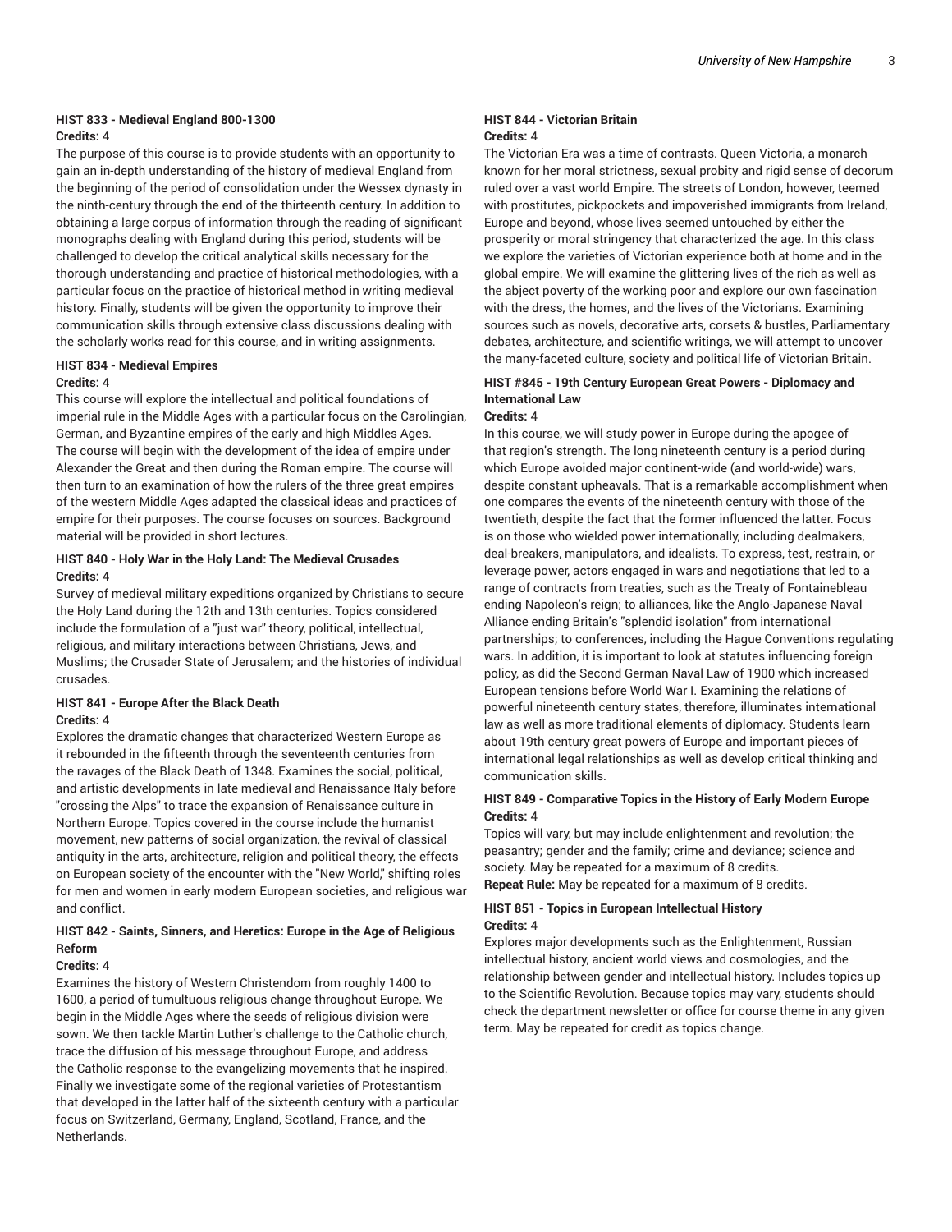#### HIST 833 - Medieval England 800-1300

**Credits:** 4

The purpose of this course is to provide students with an opportunity to gain an in-depth understanding of the history of medieval England from the beginning of the period of consolidation under the Wessex dynasty in the ninth-century through the end of the thirteenth century. In addition to obtaining a large corpus of information through the reading of significant monographs dealing with England during this period, students will be challenged to develop the critical analytical skills necessary for the thorough understanding and practice of historical methodologies, with a particular focus on the practice of historical method in writing medieval history. Finally, students will be given the opportunity to improve their communication skills through extensive class discussions dealing with the scholarly works read for this course, and in writing assignments.

#### HIST 834 - Medieval Empires

**Credits:** 4

This course will explore the intellectual and political foundations of imperial rule in the Middle Ages with a particular focus on the Carolingian, German, and Byzantine empires of the early and high Middles Ages. The course will begin with the development of the idea of empire under Alexander the Great and then during the Roman empire. The course will then turn to an examination of how the rulers of the three great empires of the western Middle Ages adapted the classical ideas and practices of empire for their purposes. The course focuses on sources. Background material will be provided in short lectures.

#### HIST 840 - Holy War in the Holy Land: The Medieval Crusades

**Credits:** 4

Survey of medieval military expeditions organized by Christians to secure the Holy Land during the 12th and 13th centuries. Topics considered include the formulation of a "just war" theory, political, intellectual, religious, and military interactions between Christians, Jews, and Muslims; the Crusader State of Jerusalem; and the histories of individual crusades.

#### HIST 841 - Europe After the Black Death

**Credits:** 4

Explores the dramatic changes that characterized Western Europe as it rebounded in the fifteenth through the seventeenth centuries from the ravages of the Black Death of 1348. Examines the social, political, and artistic developments in late medieval and Renaissance Italy before "crossing the Alps" to trace the expansion of Renaissance culture in Northern Europe. Topics covered in the course include the humanist movement, new patterns of social organization, the revival of classical antiquity in the arts, architecture, religion and political theory, the effects on European society of the encounter with the "New World," shifting roles for men and women in early modern European societies, and religious war and conflict.

#### HIST 842 - Saints, Sinners, and Heretics: Europe in the Age of Religious Reform

**Credits:** 4

Examines the history of Western Christendom from roughly 1400 to 1600, a period of tumultuous religious change throughout Europe. We begin in the Middle Ages where the seeds of religious division were sown. We then tackle Martin Luther's challenge to the Catholic church, trace the diffusion of his message throughout Europe, and address the Catholic response to the evangelizing movements that he inspired. Finally we investigate some of the regional varieties of Protestantism that developed in the latter half of the sixteenth century with a particular focus on Switzerland, Germany, England, Scotland, France, and the Netherlands.

#### HIST 844 - Victorian Britain

**Credits:** 4

The Victorian Era was a time of contrasts. Queen Victoria, a monarch known for her moral strictness, sexual probity and rigid sense of decorum ruled over a vast world Empire. The streets of London, however, teemed with prostitutes, pickpockets and impoverished immigrants from Ireland, Europe and beyond, whose lives seemed untouched by either the prosperity or moral stringency that characterized the age. In this class we explore the varieties of Victorian experience both at home and in the global empire. We will examine the glittering lives of the rich as well as the abject poverty of the working poor and explore our own fascination with the dress, the homes, and the lives of the Victorians. Examining sources such as novels, decorative arts, corsets & bustles, Parliamentary debates, architecture, and scientific writings, we will attempt to uncover the many-faceted culture, society and political life of Victorian Britain.

#### HIST #845 - 19th Century European Great Powers - Diplomacy and International Law

**Credits:** 4

In this course, we will study power in Europe during the apogee of that region's strength. The long nineteenth century is a period during which Europe avoided major continent-wide (and world-wide) wars, despite constant upheavals. That is a remarkable accomplishment when one compares the events of the nineteenth century with those of the twentieth, despite the fact that the former influenced the latter. Focus is on those who wielded power internationally, including dealmakers, deal-breakers, manipulators, and idealists. To express, test, restrain, or leverage power, actors engaged in wars and negotiations that led to a range of contracts from treaties, such as the Treaty of Fontainebleau ending Napoleon's reign; to alliances, like the Anglo-Japanese Naval Alliance ending Britain's "splendid isolation" from international partnerships; to conferences, including the Hague Conventions regulating wars. In addition, it is important to look at statutes influencing foreign policy, as did the Second German Naval Law of 1900 which increased European tensions before World War I. Examining the relations of powerful nineteenth century states, therefore, illuminates international law as well as more traditional elements of diplomacy. Students learn about 19th century great powers of Europe and important pieces of international legal relationships as well as develop critical thinking and communication skills.

#### HIST 849 - Comparative Topics in the History of Early Modern Europe

**Credits:** 4

Topics will vary, but may include enlightenment and revolution; the peasantry; gender and the family; crime and deviance; science and society. May be repeated for a maximum of 8 credits.

**Repeat Rule:** May be repeated for a maximum of 8 credits.

#### HIST 851 - Topics in European Intellectual History

**Credits:** 4

Explores major developments such as the Enlightenment, Russian intellectual history, ancient world views and cosmologies, and the relationship between gender and intellectual history. Includes topics up to the Scientific Revolution. Because topics may vary, students should check the department newsletter or office for course theme in any given term. May be repeated for credit as topics change.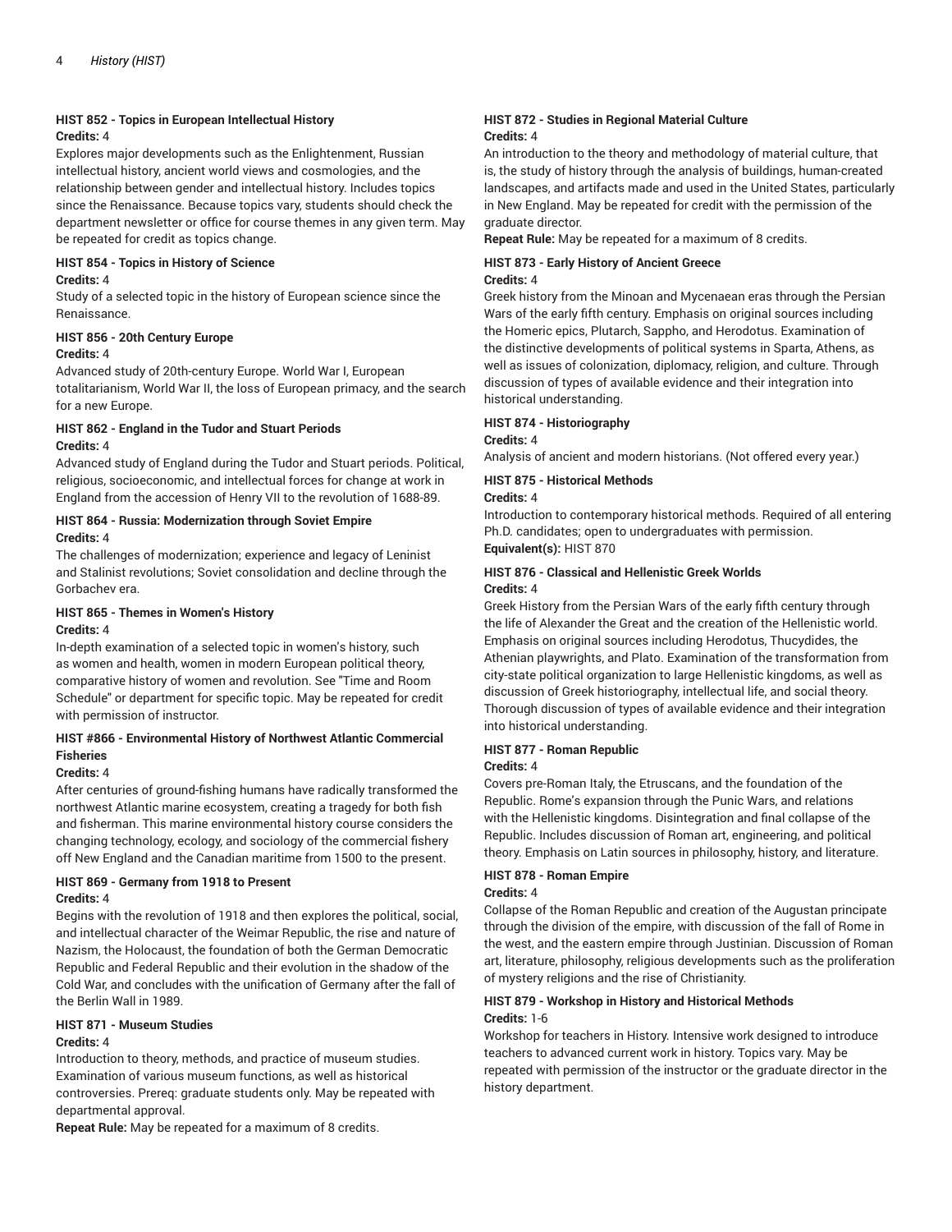### HIST 852 - Topics in European Intellectual History

**Credits:** 4

Explores major developments such as the Enlightenment, Russian intellectual history, ancient world views and cosmologies, and the relationship between gender and intellectual history. Includes topics since the Renaissance. Because topics vary, students should check the department newsletter or office for course themes in any given term. May be repeated for credit as topics change.

### HIST 854 - Topics in History of Science

**Credits:** 4

Study of a selected topic in the history of European science since the Renaissance.

### HIST 856 - 20th Century Europe

**Credits:** 4

Advanced study of 20th-century Europe. World War I, European totalitarianism, World War II, the loss of European primacy, and the search for a new Europe.

### HIST 862 - England in the Tudor and Stuart Periods

**Credits:** 4

Advanced study of England during the Tudor and Stuart periods. Political, religious, socioeconomic, and intellectual forces for change at work in England from the accession of Henry VII to the revolution of 1688-89.

### HIST 864 - Russia: Modernization through Soviet Empire

**Credits:** 4

The challenges of modernization; experience and legacy of Leninist and Stalinist revolutions; Soviet consolidation and decline through the Gorbachev era.

### HIST 865 - Themes in Women's History

**Credits:** 4

In-depth examination of a selected topic in women's history, such as women and health, women in modern European political theory, comparative history of women and revolution. See "Time and Room Schedule" or department for specific topic. May be repeated for credit with permission of instructor.

### HIST #866 - Environmental History of Northwest Atlantic Commercial Fisheries

**Credits:** 4

After centuries of ground-fishing humans have radically transformed the northwest Atlantic marine ecosystem, creating a tragedy for both fish and fisherman. This marine environmental history course considers the changing technology, ecology, and sociology of the commercial fishery off New England and the Canadian maritime from 1500 to the present.

### HIST 869 - Germany from 1918 to Present

**Credits:** 4

Begins with the revolution of 1918 and then explores the political, social, and intellectual character of the Weimar Republic, the rise and nature of Nazism, the Holocaust, the foundation of both the German Democratic Republic and Federal Republic and their evolution in the shadow of the Cold War, and concludes with the unification of Germany after the fall of the Berlin Wall in 1989.

### HIST 871 - Museum Studies

**Credits:** 4

Introduction to theory, methods, and practice of museum studies. Examination of various museum functions, as well as historical controversies. Prereq: graduate students only. May be repeated with departmental approval.

**Repeat Rule:** May be repeated for a maximum of 8 credits.

### HIST 872 - Studies in Regional Material Culture

**Credits:** 4

An introduction to the theory and methodology of material culture, that is, the study of history through the analysis of buildings, human-created landscapes, and artifacts made and used in the United States, particularly in New England. May be repeated for credit with the permission of the graduate director.

**Repeat Rule:** May be repeated for a maximum of 8 credits.

### HIST 873 - Early History of Ancient Greece

**Credits:** 4

Greek history from the Minoan and Mycenaean eras through the Persian Wars of the early fifth century. Emphasis on original sources including the Homeric epics, Plutarch, Sappho, and Herodotus. Examination of the distinctive developments of political systems in Sparta, Athens, as well as issues of colonization, diplomacy, religion, and culture. Through discussion of types of available evidence and their integration into historical understanding.

### HIST 874 - Historiography

**Credits:** 4

Analysis of ancient and modern historians. (Not offered every year.)

### HIST 875 - Historical Methods

**Credits:** 4

Introduction to contemporary historical methods. Required of all entering Ph.D. candidates; open to undergraduates with permission.

**Equivalent(s):** HIST 870

### HIST 876 - Classical and Hellenistic Greek Worlds

**Credits:** 4

Greek History from the Persian Wars of the early fifth century through the life of Alexander the Great and the creation of the Hellenistic world. Emphasis on original sources including Herodotus, Thucydides, the Athenian playwrights, and Plato. Examination of the transformation from city-state political organization to large Hellenistic kingdoms, as well as discussion of Greek historiography, intellectual life, and social theory. Thorough discussion of types of available evidence and their integration into historical understanding.

### HIST 877 - Roman Republic

**Credits:** 4

Covers pre-Roman Italy, the Etruscans, and the foundation of the Republic. Rome's expansion through the Punic Wars, and relations with the Hellenistic kingdoms. Disintegration and final collapse of the Republic. Includes discussion of Roman art, engineering, and political theory. Emphasis on Latin sources in philosophy, history, and literature.

### HIST 878 - Roman Empire

**Credits:** 4

Collapse of the Roman Republic and creation of the Augustan principate through the division of the empire, with discussion of the fall of Rome in the west, and the eastern empire through Justinian. Discussion of Roman art, literature, philosophy, religious developments such as the proliferation of mystery religions and the rise of Christianity.

### HIST 879 - Workshop in History and Historical Methods

**Credits:** 1-6

Workshop for teachers in History. Intensive work designed to introduce teachers to advanced current work in history. Topics vary. May be repeated with permission of the instructor or the graduate director in the history department.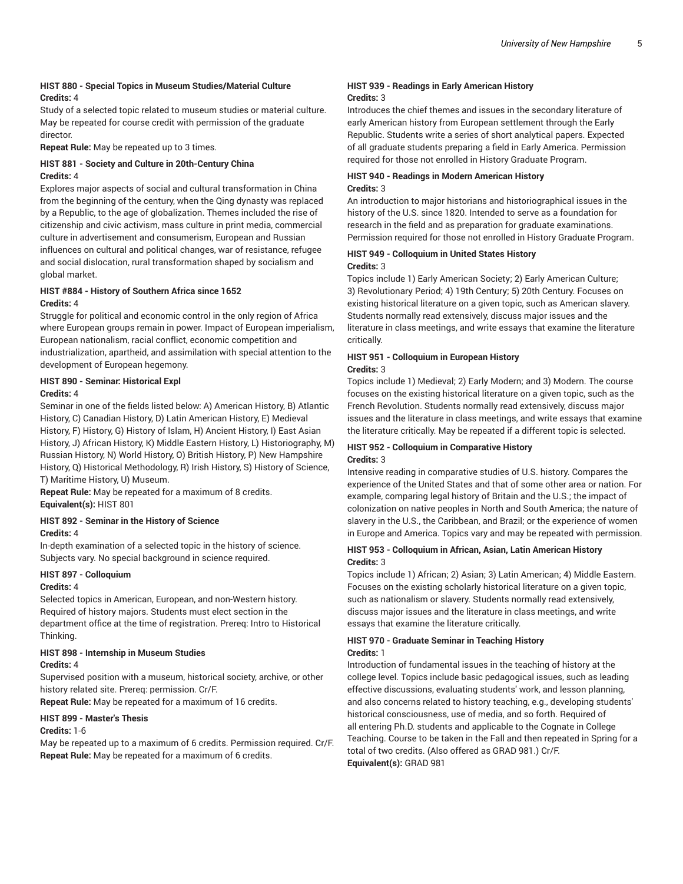### HIST 880 - Special Topics in Museum Studies/Material Culture

**Credits:** 4

Study of a selected topic related to museum studies or material culture. May be repeated for course credit with permission of the graduate director.

**Repeat Rule:** May be repeated up to 3 times.

### HIST 881 - Society and Culture in 20th-Century China

**Credits:** 4

Explores major aspects of social and cultural transformation in China from the beginning of the century, when the Qing dynasty was replaced by a Republic, to the age of globalization. Themes included the rise of citizenship and civic activism, mass culture in print media, commercial culture in advertisement and consumerism, European and Russian influences on cultural and political changes, war of resistance, refugee and social dislocation, rural transformation shaped by socialism and global market.

### HIST #884 - History of Southern Africa since 1652

**Credits:** 4

Struggle for political and economic control in the only region of Africa where European groups remain in power. Impact of European imperialism, European nationalism, racial conflict, economic competition and industrialization, apartheid, and assimilation with special attention to the development of European hegemony.

### HIST 890 - Seminar: Historical Expl

**Credits:** 4

Seminar in one of the fields listed below: A) American History, B) Atlantic History, C) Canadian History, D) Latin American History, E) Medieval History, F) History, G) History of Islam, H) Ancient History, I) East Asian History, J) African History, K) Middle Eastern History, L) Historiography, M) Russian History, N) World History, O) British History, P) New Hampshire History, Q) Historical Methodology, R) Irish History, S) History of Science, T) Maritime History, U) Museum.

**Repeat Rule:** May be repeated for a maximum of 8 credits.
**Equivalent(s):** HIST 801

### HIST 892 - Seminar in the History of Science

**Credits:** 4

In-depth examination of a selected topic in the history of science. Subjects vary. No special background in science required.

### HIST 897 - Colloquium

**Credits:** 4

Selected topics in American, European, and non-Western history. Required of history majors. Students must elect section in the department office at the time of registration. Prereq: Intro to Historical Thinking.

### HIST 898 - Internship in Museum Studies

**Credits:** 4

Supervised position with a museum, historical society, archive, or other history related site. Prereq: permission. Cr/F.

**Repeat Rule:** May be repeated for a maximum of 16 credits.

### HIST 899 - Master's Thesis

**Credits:** 1-6

May be repeated up to a maximum of 6 credits. Permission required. Cr/F.
**Repeat Rule:** May be repeated for a maximum of 6 credits.

### HIST 939 - Readings in Early American History

**Credits:** 3

Introduces the chief themes and issues in the secondary literature of early American history from European settlement through the Early Republic. Students write a series of short analytical papers. Expected of all graduate students preparing a field in Early America. Permission required for those not enrolled in History Graduate Program.

### HIST 940 - Readings in Modern American History

**Credits:** 3

An introduction to major historians and historiographical issues in the history of the U.S. since 1820. Intended to serve as a foundation for research in the field and as preparation for graduate examinations. Permission required for those not enrolled in History Graduate Program.

### HIST 949 - Colloquium in United States History

**Credits:** 3

Topics include 1) Early American Society; 2) Early American Culture; 3) Revolutionary Period; 4) 19th Century; 5) 20th Century. Focuses on existing historical literature on a given topic, such as American slavery. Students normally read extensively, discuss major issues and the literature in class meetings, and write essays that examine the literature critically.

### HIST 951 - Colloquium in European History

**Credits:** 3

Topics include 1) Medieval; 2) Early Modern; and 3) Modern. The course focuses on the existing historical literature on a given topic, such as the French Revolution. Students normally read extensively, discuss major issues and the literature in class meetings, and write essays that examine the literature critically. May be repeated if a different topic is selected.

### HIST 952 - Colloquium in Comparative History

**Credits:** 3

Intensive reading in comparative studies of U.S. history. Compares the experience of the United States and that of some other area or nation. For example, comparing legal history of Britain and the U.S.; the impact of colonization on native peoples in North and South America; the nature of slavery in the U.S., the Caribbean, and Brazil; or the experience of women in Europe and America. Topics vary and may be repeated with permission.

### HIST 953 - Colloquium in African, Asian, Latin American History

**Credits:** 3

Topics include 1) African; 2) Asian; 3) Latin American; 4) Middle Eastern. Focuses on the existing scholarly historical literature on a given topic, such as nationalism or slavery. Students normally read extensively, discuss major issues and the literature in class meetings, and write essays that examine the literature critically.

### HIST 970 - Graduate Seminar in Teaching History

**Credits:** 1

Introduction of fundamental issues in the teaching of history at the college level. Topics include basic pedagogical issues, such as leading effective discussions, evaluating students' work, and lesson planning, and also concerns related to history teaching, e.g., developing students' historical consciousness, use of media, and so forth. Required of all entering Ph.D. students and applicable to the Cognate in College Teaching. Course to be taken in the Fall and then repeated in Spring for a total of two credits. (Also offered as GRAD 981.) Cr/F.
**Equivalent(s):** GRAD 981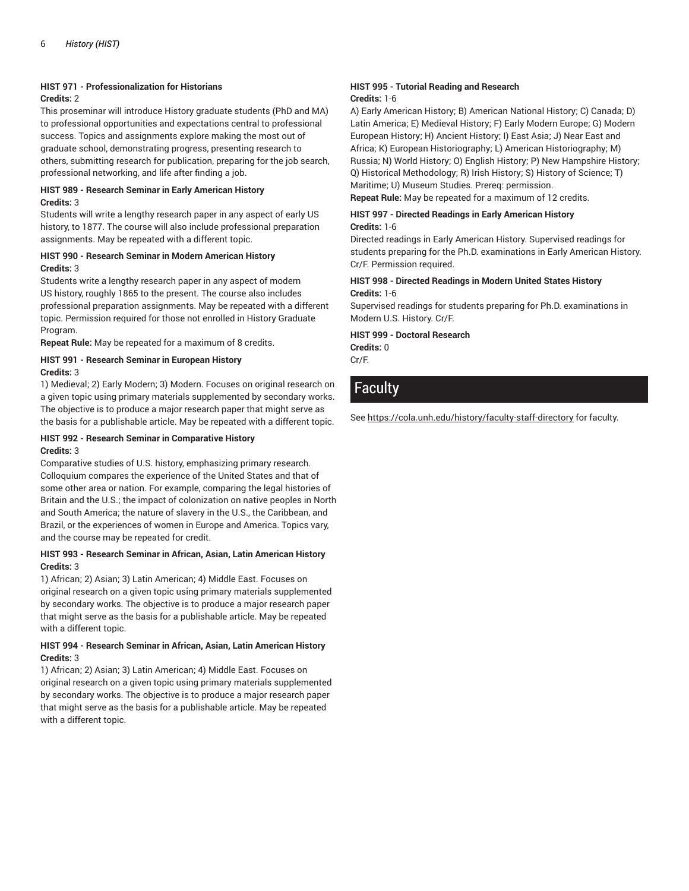#### HIST 971 - Professionalization for Historians

**Credits:** 2

This proseminar will introduce History graduate students (PhD and MA) to professional opportunities and expectations central to professional success. Topics and assignments explore making the most out of graduate school, demonstrating progress, presenting research to others, submitting research for publication, preparing for the job search, professional networking, and life after finding a job.

#### HIST 989 - Research Seminar in Early American History

**Credits:** 3

Students will write a lengthy research paper in any aspect of early US history, to 1877. The course will also include professional preparation assignments. May be repeated with a different topic.

#### HIST 990 - Research Seminar in Modern American History

**Credits:** 3

Students write a lengthy research paper in any aspect of modern US history, roughly 1865 to the present. The course also includes professional preparation assignments. May be repeated with a different topic. Permission required for those not enrolled in History Graduate Program.

**Repeat Rule:** May be repeated for a maximum of 8 credits.

#### HIST 991 - Research Seminar in European History

**Credits:** 3

1) Medieval; 2) Early Modern; 3) Modern. Focuses on original research on a given topic using primary materials supplemented by secondary works. The objective is to produce a major research paper that might serve as the basis for a publishable article. May be repeated with a different topic.

#### HIST 992 - Research Seminar in Comparative History

**Credits:** 3

Comparative studies of U.S. history, emphasizing primary research. Colloquium compares the experience of the United States and that of some other area or nation. For example, comparing the legal histories of Britain and the U.S.; the impact of colonization on native peoples in North and South America; the nature of slavery in the U.S., the Caribbean, and Brazil, or the experiences of women in Europe and America. Topics vary, and the course may be repeated for credit.

#### HIST 993 - Research Seminar in African, Asian, Latin American History

**Credits:** 3

1) African; 2) Asian; 3) Latin American; 4) Middle East. Focuses on original research on a given topic using primary materials supplemented by secondary works. The objective is to produce a major research paper that might serve as the basis for a publishable article. May be repeated with a different topic.

#### HIST 994 - Research Seminar in African, Asian, Latin American History

**Credits:** 3

1) African; 2) Asian; 3) Latin American; 4) Middle East. Focuses on original research on a given topic using primary materials supplemented by secondary works. The objective is to produce a major research paper that might serve as the basis for a publishable article. May be repeated with a different topic.

#### HIST 995 - Tutorial Reading and Research

**Credits:** 1-6

A) Early American History; B) American National History; C) Canada; D) Latin America; E) Medieval History; F) Early Modern Europe; G) Modern European History; H) Ancient History; I) East Asia; J) Near East and Africa; K) European Historiography; L) American Historiography; M) Russia; N) World History; O) English History; P) New Hampshire History; Q) Historical Methodology; R) Irish History; S) History of Science; T) Maritime; U) Museum Studies. Prereq: permission.

**Repeat Rule:** May be repeated for a maximum of 12 credits.

#### HIST 997 - Directed Readings in Early American History

**Credits:** 1-6

Directed readings in Early American History. Supervised readings for students preparing for the Ph.D. examinations in Early American History. Cr/F. Permission required.

#### HIST 998 - Directed Readings in Modern United States History

**Credits:** 1-6

Supervised readings for students preparing for Ph.D. examinations in Modern U.S. History. Cr/F.

#### HIST 999 - Doctoral Research

**Credits:** 0

Cr/F.

## Faculty

See https://cola.unh.edu/history/faculty-staff-directory for faculty.